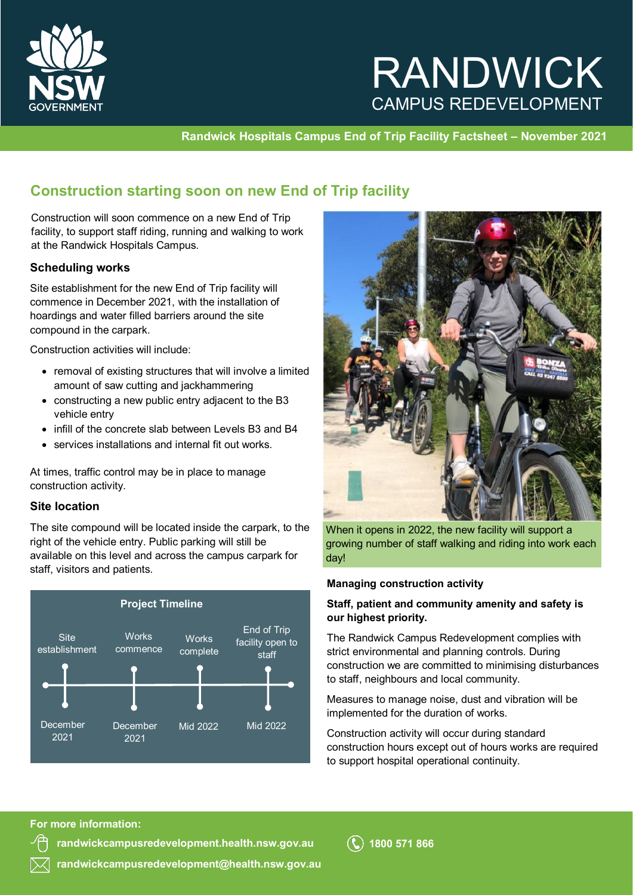# RANDWICK CAMPUS REDEVELOPMENT

**Randwick Hospitals Campus End of Trip Facility Factsheet – November 2021**

## Construction starting soon on new End of Trip facility

Construction will soon commence on a new End of Trip facility, to support staff riding, running and walking to work at the Randwick Hospitals Campus.

### Scheduling works

Site establishment for the new End of Trip facility will commence in December 2021, with the installation of hoardings and water filled barriers around the site compound in the carpark.

Construction activities will include:

- removal of existing structures that will involve a limited amount of saw cutting and jackhammering
- constructing a new public entry adjacent to the B3 vehicle entry
- infill of the concrete slab between Levels B3 and B4
- services installations and internal fit out works.

At times, traffic control may be in place to manage construction activity.

### Site location

The site compound will be located inside the carpark, to the right of the vehicle entry. Public parking will still be available on this level and across the campus carpark for staff, visitors and patients.

**Project Timeline**

| Site establishment | Works commence | Works complete | End of Trip facility open to staff |
|---|---|---|---|
| December 2021 | December 2021 | Mid 2022 | Mid 2022 |

When it opens in 2022, the new facility will support a growing number of staff walking and riding into work each day!

**Managing construction activity**

**Staff, patient and community amenity and safety is our highest priority.**

The Randwick Campus Redevelopment complies with strict environmental and planning controls. During construction we are committed to minimising disturbances to staff, neighbours and local community.

Measures to manage noise, dust and vibration will be implemented for the duration of works.

Construction activity will occur during standard construction hours except out of hours works are required to support hospital operational continuity.

**For more information:**

**randwickcampusredevelopment.health.nsw.gov.au**

**randwickcampusredevelopment@health.nsw.gov.au**

**1800 571 866**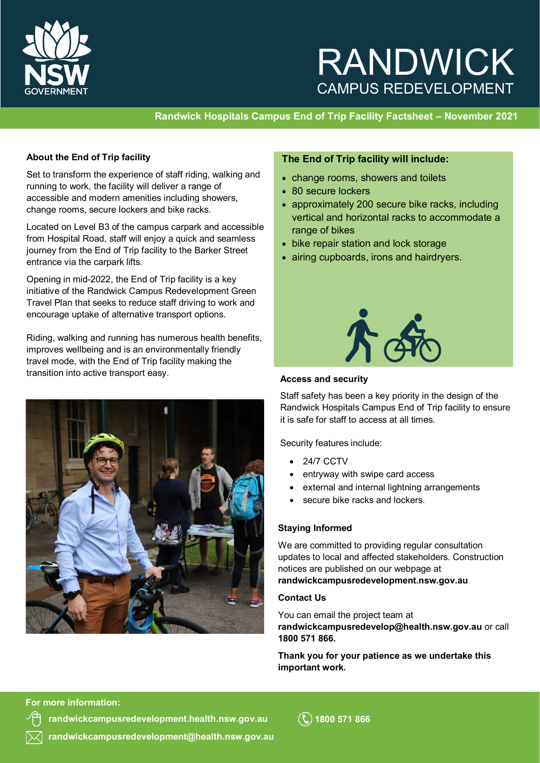# RANDWICK
## CAMPUS REDEVELOPMENT

**Randwick Hospitals Campus End of Trip Facility Factsheet – November 2021**

### About the End of Trip facility

Set to transform the experience of staff riding, walking and running to work, the facility will deliver a range of accessible and modern amenities including showers, change rooms, secure lockers and bike racks.

Located on Level B3 of the campus carpark and accessible from Hospital Road, staff will enjoy a quick and seamless journey from the End of Trip facility to the Barker Street entrance via the carpark lifts.

Opening in mid-2022, the End of Trip facility is a key initiative of the Randwick Campus Redevelopment Green Travel Plan that seeks to reduce staff driving to work and encourage uptake of alternative transport options.

Riding, walking and running has numerous health benefits, improves wellbeing and is an environmentally friendly travel mode, with the End of Trip facility making the transition into active transport easy.

### The End of Trip facility will include:

- change rooms, showers and toilets
- 80 secure lockers
- approximately 200 secure bike racks, including vertical and horizontal racks to accommodate a range of bikes
- bike repair station and lock storage
- airing cupboards, irons and hairdryers.

### Access and security

Staff safety has been a key priority in the design of the Randwick Hospitals Campus End of Trip facility to ensure it is safe for staff to access at all times.

Security features include:

- 24/7 CCTV
- entryway with swipe card access
- external and internal lightning arrangements
- secure bike racks and lockers.

### Staying Informed

We are committed to providing regular consultation updates to local and affected stakeholders. Construction notices are published on our webpage at **randwickcampusredevelopment.nsw.gov.au**

### Contact Us

You can email the project team at **randwickcampusredevelop@health.nsw.gov.au** or call **1800 571 866.**

**Thank you for your patience as we undertake this important work.**

**For more information:**

**randwickcampusredevelopment.health.nsw.gov.au**

**randwickcampusredevelopment@health.nsw.gov.au**

**1800 571 866**